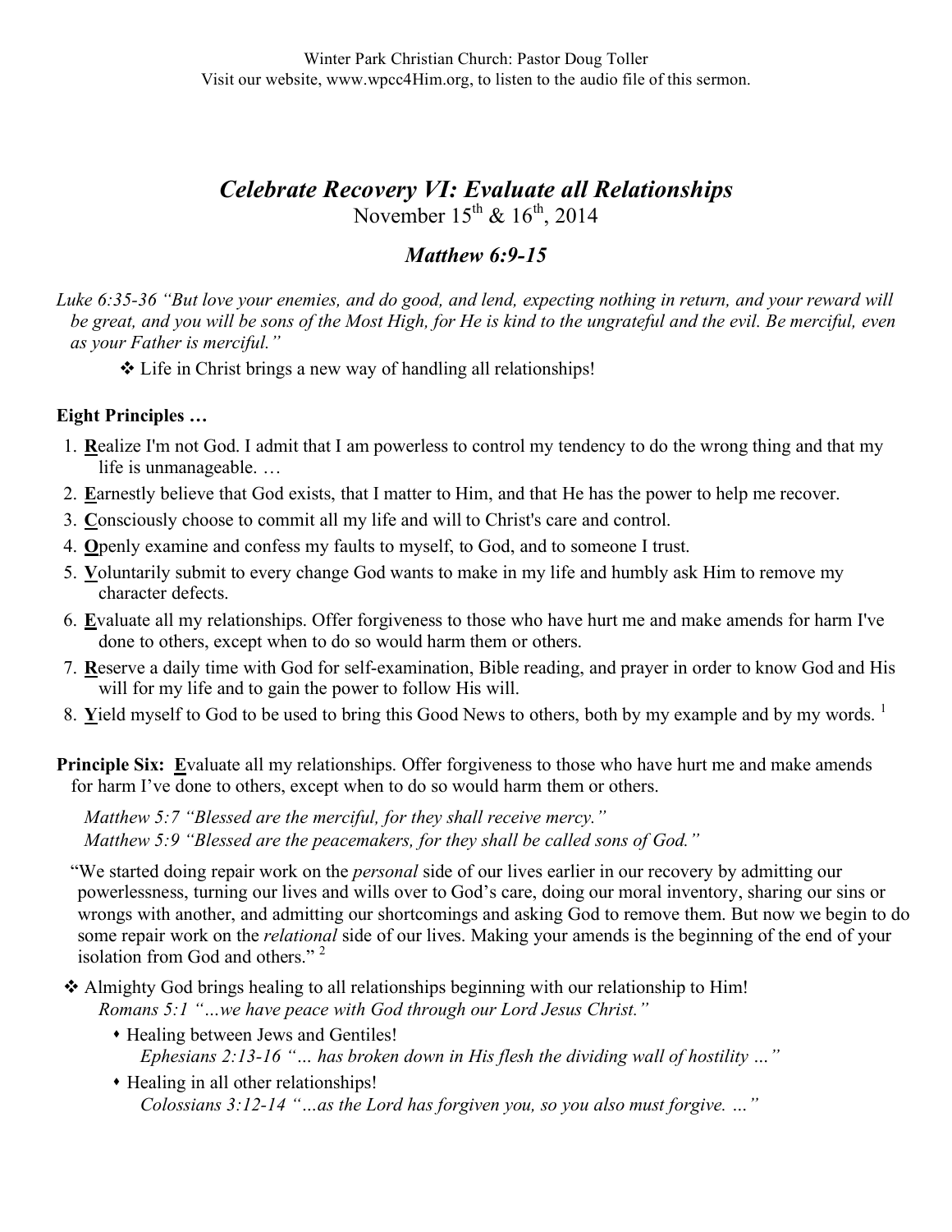Winter Park Christian Church: Pastor Doug Toller
Visit our website, www.wpcc4Him.org, to listen to the audio file of this sermon.

# *Celebrate Recovery VI: Evaluate all Relationships*

November 15th & 16th, 2014

## *Matthew 6:9-15*

*Luke 6:35-36 "But love your enemies, and do good, and lend, expecting nothing in return, and your reward will be great, and you will be sons of the Most High, for He is kind to the ungrateful and the evil. Be merciful, even as your Father is merciful."*

- ❖ Life in Christ brings a new way of handling all relationships!

**Eight Principles …**

1. **R**ealize I'm not God. I admit that I am powerless to control my tendency to do the wrong thing and that my life is unmanageable. …
2. **E**arnestly believe that God exists, that I matter to Him, and that He has the power to help me recover.
3. **C**onsciously choose to commit all my life and will to Christ's care and control.
4. **O**penly examine and confess my faults to myself, to God, and to someone I trust.
5. **V**oluntarily submit to every change God wants to make in my life and humbly ask Him to remove my character defects.
6. **E**valuate all my relationships. Offer forgiveness to those who have hurt me and make amends for harm I've done to others, except when to do so would harm them or others.
7. **R**eserve a daily time with God for self-examination, Bible reading, and prayer in order to know God and His will for my life and to gain the power to follow His will.
8. **Y**ield myself to God to be used to bring this Good News to others, both by my example and by my words. [1]

**Principle Six:** **E**valuate all my relationships. Offer forgiveness to those who have hurt me and make amends for harm I've done to others, except when to do so would harm them or others.

*Matthew 5:7 "Blessed are the merciful, for they shall receive mercy."*
*Matthew 5:9 "Blessed are the peacemakers, for they shall be called sons of God."*

"We started doing repair work on the *personal* side of our lives earlier in our recovery by admitting our powerlessness, turning our lives and wills over to God's care, doing our moral inventory, sharing our sins or wrongs with another, and admitting our shortcomings and asking God to remove them. But now we begin to do some repair work on the *relational* side of our lives. Making your amends is the beginning of the end of your isolation from God and others." [2]

- ❖ Almighty God brings healing to all relationships beginning with our relationship to Him!
  *Romans 5:1 "…we have peace with God through our Lord Jesus Christ."*
  - Healing between Jews and Gentiles!
    *Ephesians 2:13-16 "… has broken down in His flesh the dividing wall of hostility …"*
  - Healing in all other relationships!
    *Colossians 3:12-14 "…as the Lord has forgiven you, so you also must forgive. …"*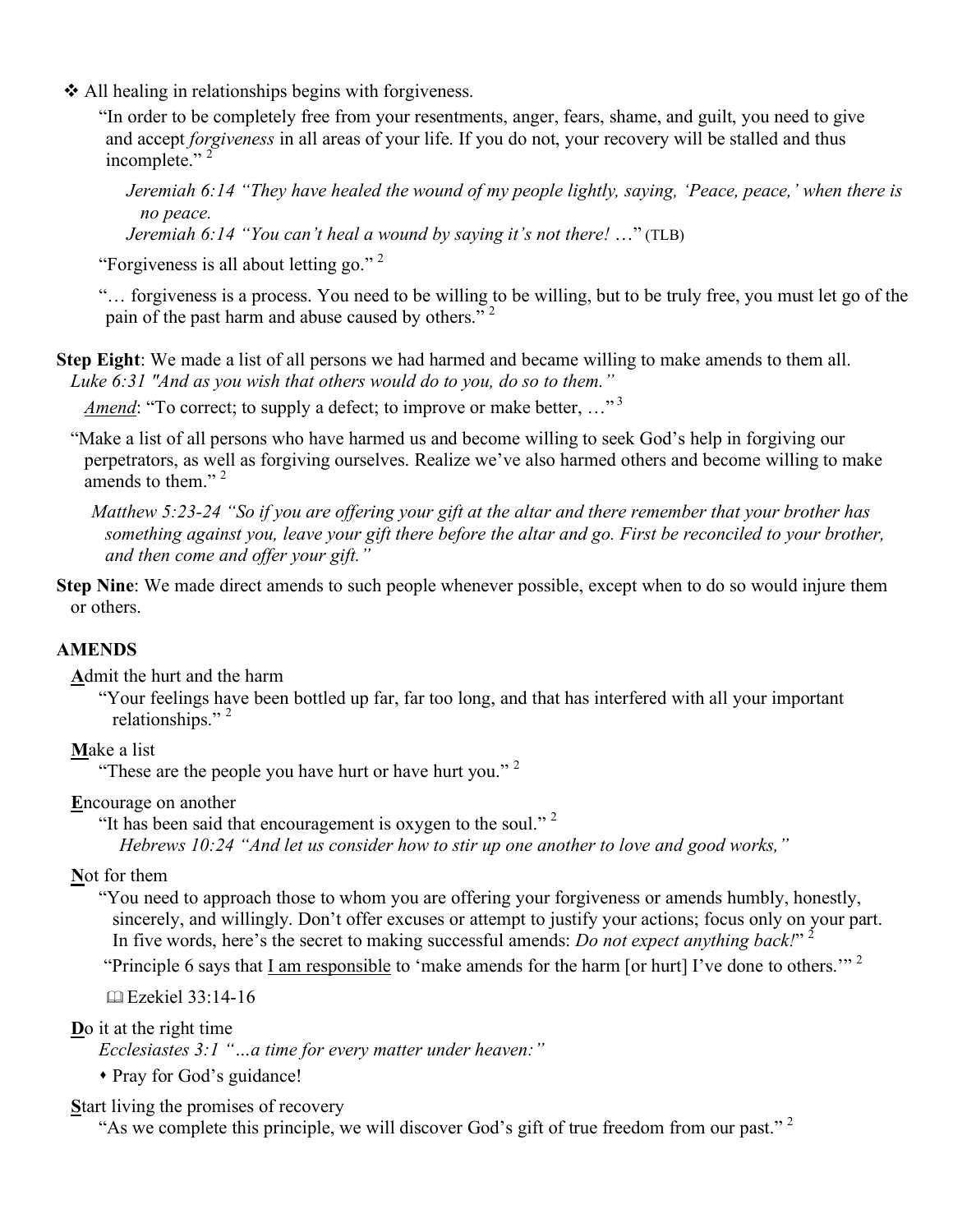❖ All healing in relationships begins with forgiveness.

"In order to be completely free from your resentments, anger, fears, shame, and guilt, you need to give and accept *forgiveness* in all areas of your life. If you do not, your recovery will be stalled and thus incomplete." [2]

*Jeremiah 6:14 "They have healed the wound of my people lightly, saying, 'Peace, peace,' when there is no peace.*

*Jeremiah 6:14 "You can't heal a wound by saying it's not there! …*" (TLB)

"Forgiveness is all about letting go." [2]

"… forgiveness is a process. You need to be willing to be willing, but to be truly free, you must let go of the pain of the past harm and abuse caused by others." [2]

**Step Eight**: We made a list of all persons we had harmed and became willing to make amends to them all.
*Luke 6:31 "And as you wish that others would do to you, do so to them."*

*Amend*: "To correct; to supply a defect; to improve or make better, …" [3]

"Make a list of all persons who have harmed us and become willing to seek God's help in forgiving our perpetrators, as well as forgiving ourselves. Realize we've also harmed others and become willing to make amends to them." [2]

*Matthew 5:23-24 "So if you are offering your gift at the altar and there remember that your brother has something against you, leave your gift there before the altar and go. First be reconciled to your brother, and then come and offer your gift."*

**Step Nine**: We made direct amends to such people whenever possible, except when to do so would injure them or others.

**AMENDS**

**A**dmit the hurt and the harm

"Your feelings have been bottled up far, far too long, and that has interfered with all your important relationships." [2]

**M**ake a list

"These are the people you have hurt or have hurt you." [2]

**E**ncourage on another

"It has been said that encouragement is oxygen to the soul." [2]

*Hebrews 10:24 "And let us consider how to stir up one another to love and good works,"*

**N**ot for them

"You need to approach those to whom you are offering your forgiveness or amends humbly, honestly, sincerely, and willingly. Don't offer excuses or attempt to justify your actions; focus only on your part. In five words, here's the secret to making successful amends: *Do not expect anything back!*" [2]

"Principle 6 says that I am responsible to 'make amends for the harm [or hurt] I've done to others.'" [2]

📖 Ezekiel 33:14-16

**D**o it at the right time

*Ecclesiastes 3:1 "…a time for every matter under heaven:"*

- Pray for God's guidance!

**S**tart living the promises of recovery

"As we complete this principle, we will discover God's gift of true freedom from our past." [2]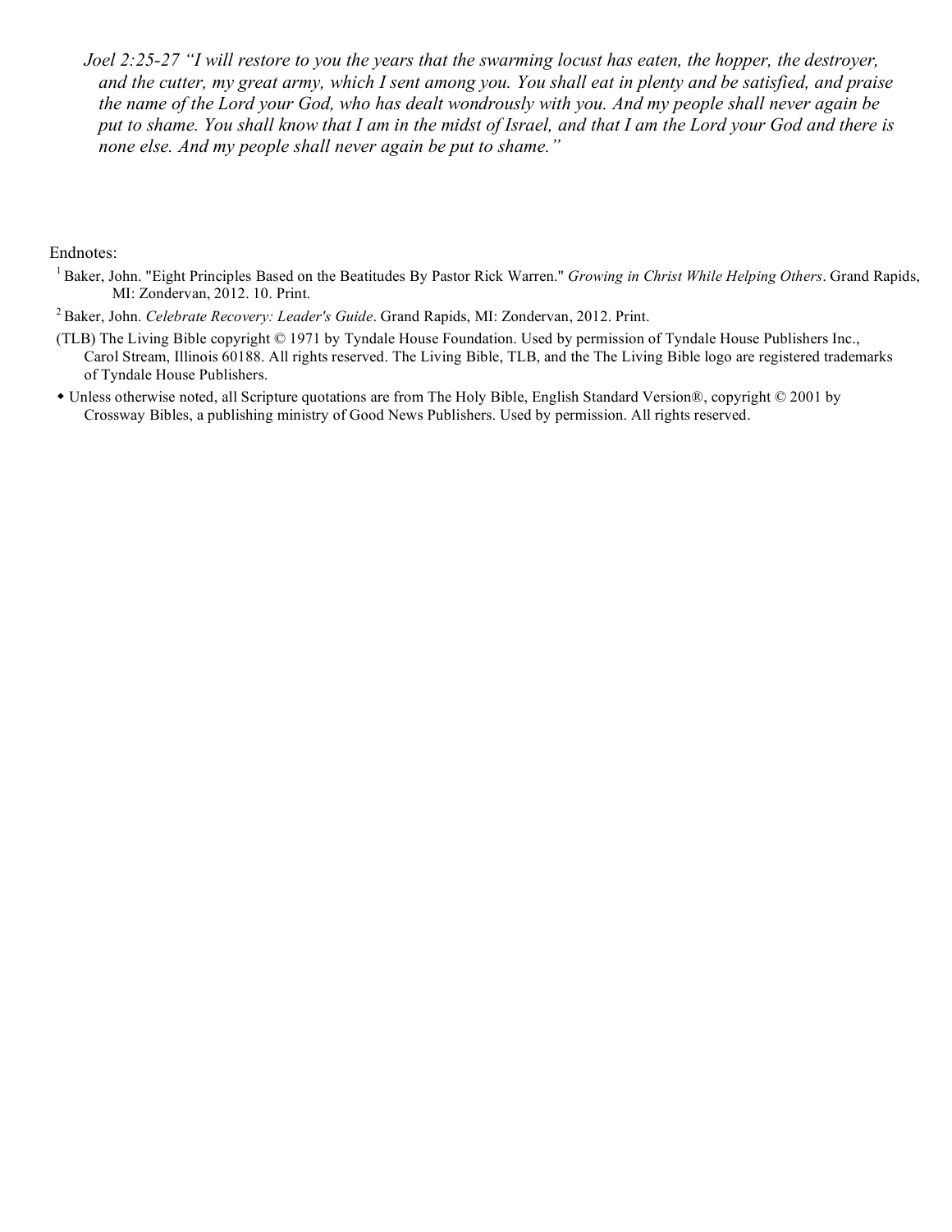*Joel 2:25-27 "I will restore to you the years that the swarming locust has eaten, the hopper, the destroyer, and the cutter, my great army, which I sent among you. You shall eat in plenty and be satisfied, and praise the name of the Lord your God, who has dealt wondrously with you. And my people shall never again be put to shame. You shall know that I am in the midst of Israel, and that I am the Lord your God and there is none else. And my people shall never again be put to shame."*

Endnotes:

[1] Baker, John. "Eight Principles Based on the Beatitudes By Pastor Rick Warren." *Growing in Christ While Helping Others*. Grand Rapids, MI: Zondervan, 2012. 10. Print.

[2] Baker, John. *Celebrate Recovery: Leader's Guide*. Grand Rapids, MI: Zondervan, 2012. Print.

(TLB) The Living Bible copyright © 1971 by Tyndale House Foundation. Used by permission of Tyndale House Publishers Inc., Carol Stream, Illinois 60188. All rights reserved. The Living Bible, TLB, and the The Living Bible logo are registered trademarks of Tyndale House Publishers.

- Unless otherwise noted, all Scripture quotations are from The Holy Bible, English Standard Version®, copyright © 2001 by Crossway Bibles, a publishing ministry of Good News Publishers. Used by permission. All rights reserved.